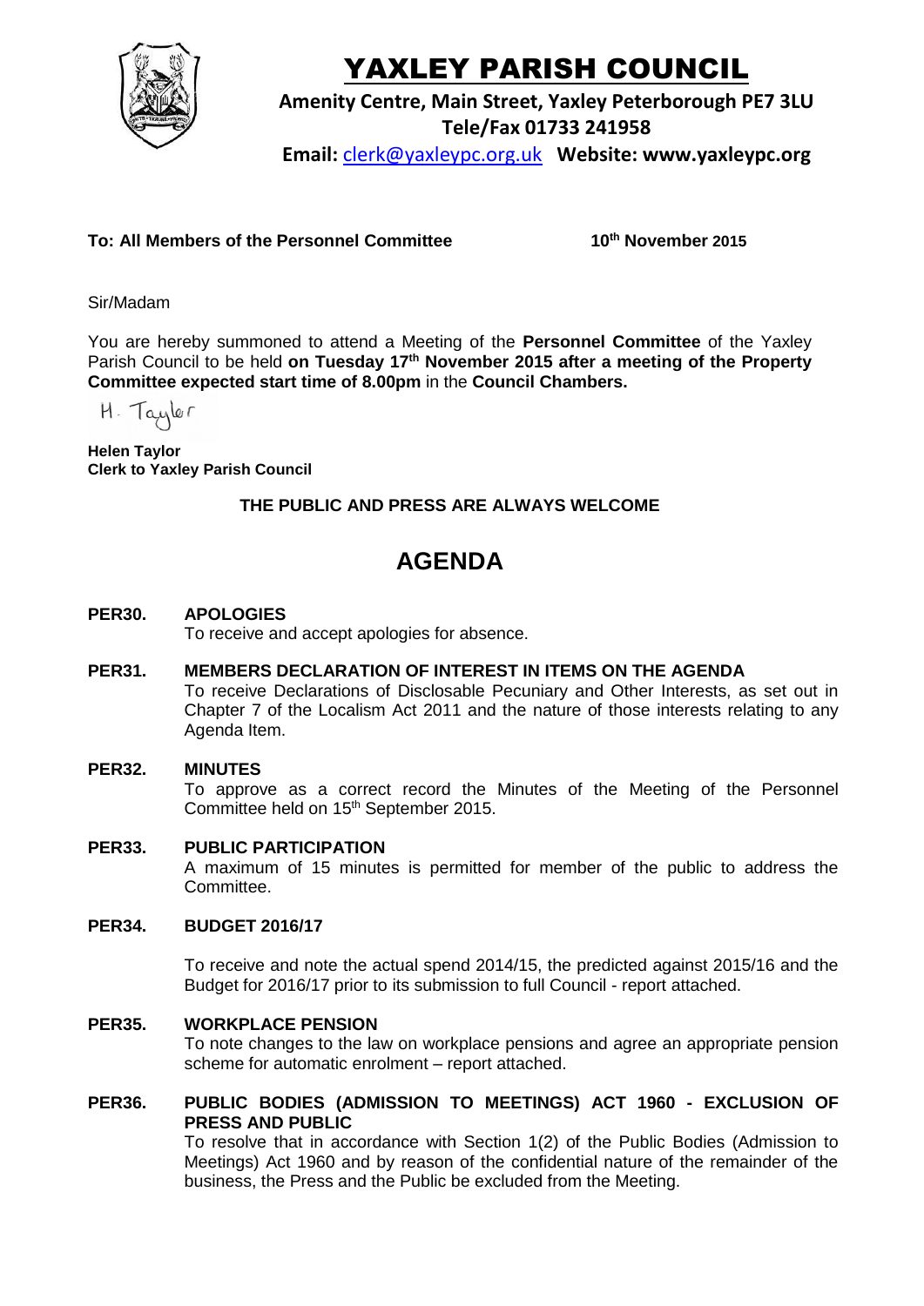# YAXLEY PARISH COUNCIL

**Amenity Centre, Main Street, Yaxley Peterborough PE7 3LU**
**Tele/Fax 01733 241958**
**Email:** clerk@yaxleypc.org.uk **Website: www.yaxleypc.org**

**To: All Members of the Personnel Committee** **10th November 2015**

Sir/Madam

You are hereby summoned to attend a Meeting of the **Personnel Committee** of the Yaxley Parish Council to be held **on Tuesday 17th November 2015 after a meeting of the Property Committee expected start time of 8.00pm** in the **Council Chambers.**

H. Taylor

**Helen Taylor**
**Clerk to Yaxley Parish Council**

**THE PUBLIC AND PRESS ARE ALWAYS WELCOME**

## AGENDA

**PER30. APOLOGIES**
To receive and accept apologies for absence.

**PER31. MEMBERS DECLARATION OF INTEREST IN ITEMS ON THE AGENDA**
To receive Declarations of Disclosable Pecuniary and Other Interests, as set out in Chapter 7 of the Localism Act 2011 and the nature of those interests relating to any Agenda Item.

**PER32. MINUTES**
To approve as a correct record the Minutes of the Meeting of the Personnel Committee held on 15th September 2015.

**PER33. PUBLIC PARTICIPATION**
A maximum of 15 minutes is permitted for member of the public to address the Committee.

**PER34. BUDGET 2016/17**

To receive and note the actual spend 2014/15, the predicted against 2015/16 and the Budget for 2016/17 prior to its submission to full Council - report attached.

**PER35. WORKPLACE PENSION**
To note changes to the law on workplace pensions and agree an appropriate pension scheme for automatic enrolment – report attached.

**PER36. PUBLIC BODIES (ADMISSION TO MEETINGS) ACT 1960 - EXCLUSION OF PRESS AND PUBLIC**
To resolve that in accordance with Section 1(2) of the Public Bodies (Admission to Meetings) Act 1960 and by reason of the confidential nature of the remainder of the business, the Press and the Public be excluded from the Meeting.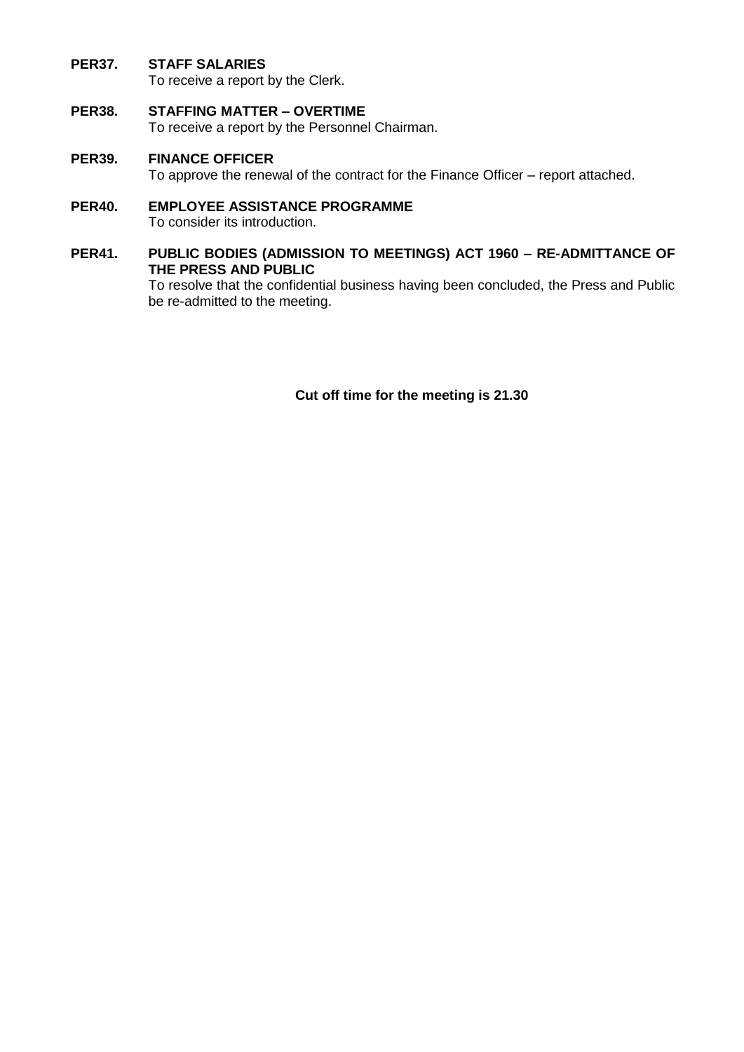**PER37. STAFF SALARIES**
To receive a report by the Clerk.

**PER38. STAFFING MATTER – OVERTIME**
To receive a report by the Personnel Chairman.

**PER39. FINANCE OFFICER**
To approve the renewal of the contract for the Finance Officer – report attached.

**PER40. EMPLOYEE ASSISTANCE PROGRAMME**
To consider its introduction.

**PER41. PUBLIC BODIES (ADMISSION TO MEETINGS) ACT 1960 – RE-ADMITTANCE OF THE PRESS AND PUBLIC**
To resolve that the confidential business having been concluded, the Press and Public be re-admitted to the meeting.

**Cut off time for the meeting is 21.30**